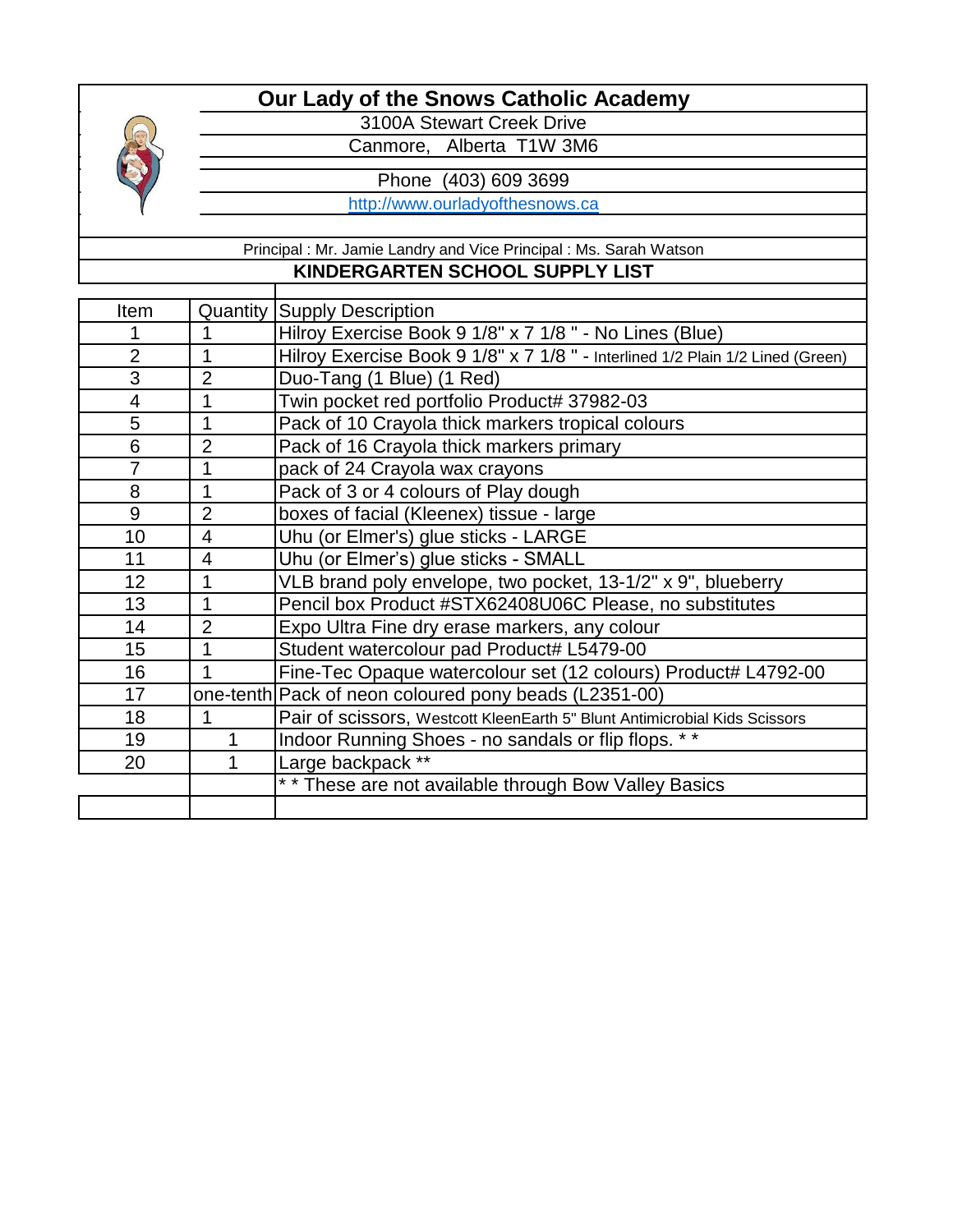# Our Lady of the Snows Catholic Academy

3100A Stewart Creek Drive

Canmore, Alberta T1W 3M6

Phone (403) 609 3699

http://www.ourladyofthesnows.ca

Principal : Mr. Jamie Landry and Vice Principal : Ms. Sarah Watson

## KINDERGARTEN SCHOOL SUPPLY LIST

| Item | Quantity | Supply Description |
|---|---|---|
| 1 | 1 | Hilroy Exercise Book 9 1/8" x 7 1/8 " - No Lines (Blue) |
| 2 | 1 | Hilroy Exercise Book 9 1/8" x 7 1/8 " - Interlined 1/2 Plain 1/2 Lined (Green) |
| 3 | 2 | Duo-Tang (1 Blue) (1 Red) |
| 4 | 1 | Twin pocket red portfolio Product# 37982-03 |
| 5 | 1 | Pack of 10 Crayola thick markers tropical colours |
| 6 | 2 | Pack of 16 Crayola thick markers primary |
| 7 | 1 | pack of 24 Crayola wax crayons |
| 8 | 1 | Pack of 3 or 4 colours of Play dough |
| 9 | 2 | boxes of facial (Kleenex) tissue - large |
| 10 | 4 | Uhu (or Elmer's) glue sticks - LARGE |
| 11 | 4 | Uhu (or Elmer's) glue sticks - SMALL |
| 12 | 1 | VLB brand poly envelope, two pocket, 13-1/2" x 9", blueberry |
| 13 | 1 | Pencil box Product #STX62408U06C Please, no substitutes |
| 14 | 2 | Expo Ultra Fine dry erase markers, any colour |
| 15 | 1 | Student watercolour pad Product# L5479-00 |
| 16 | 1 | Fine-Tec Opaque watercolour set (12 colours) Product# L4792-00 |
| 17 | one-tenth | Pack of neon coloured pony beads (L2351-00) |
| 18 | 1 | Pair of scissors, Westcott KleenEarth 5" Blunt Antimicrobial Kids Scissors |
| 19 | 1 | Indoor Running Shoes - no sandals or flip flops. * * |
| 20 | 1 | Large backpack ** |
| | | * * These are not available through Bow Valley Basics |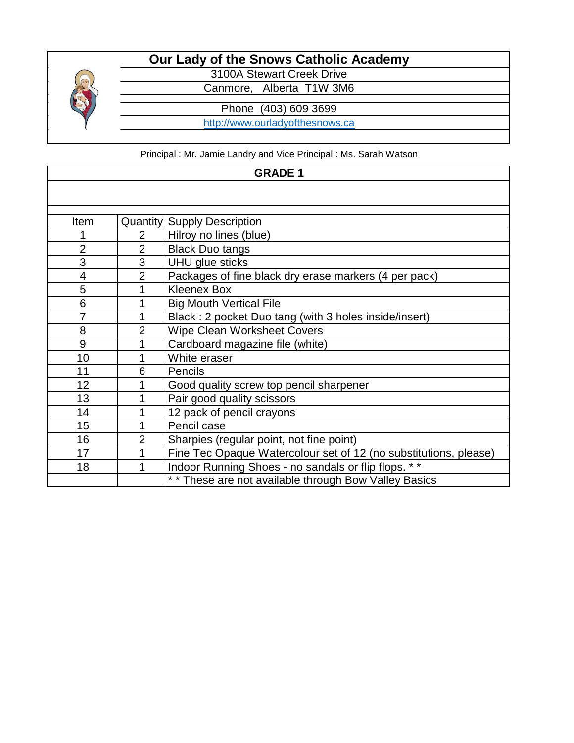# Our Lady of the Snows Catholic Academy

3100A Stewart Creek Drive

Canmore, Alberta T1W 3M6

Phone (403) 609 3699

http://www.ourladyofthesnows.ca

Principal : Mr. Jamie Landry and Vice Principal : Ms. Sarah Watson

## GRADE 1

| Item | Quantity | Supply Description |
|---|---|---|
| 1 | 2 | Hilroy no lines (blue) |
| 2 | 2 | Black Duo tangs |
| 3 | 3 | UHU glue sticks |
| 4 | 2 | Packages of fine black dry erase markers (4 per pack) |
| 5 | 1 | Kleenex Box |
| 6 | 1 | Big Mouth Vertical File |
| 7 | 1 | Black : 2 pocket Duo tang (with 3 holes inside/insert) |
| 8 | 2 | Wipe Clean Worksheet Covers |
| 9 | 1 | Cardboard magazine file (white) |
| 10 | 1 | White eraser |
| 11 | 6 | Pencils |
| 12 | 1 | Good quality screw top pencil sharpener |
| 13 | 1 | Pair good quality scissors |
| 14 | 1 | 12 pack of pencil crayons |
| 15 | 1 | Pencil case |
| 16 | 2 | Sharpies (regular point, not fine point) |
| 17 | 1 | Fine Tec Opaque Watercolour set of 12 (no substitutions, please) |
| 18 | 1 | Indoor Running Shoes - no sandals or flip flops. * * |
| | | * * These are not available through Bow Valley Basics |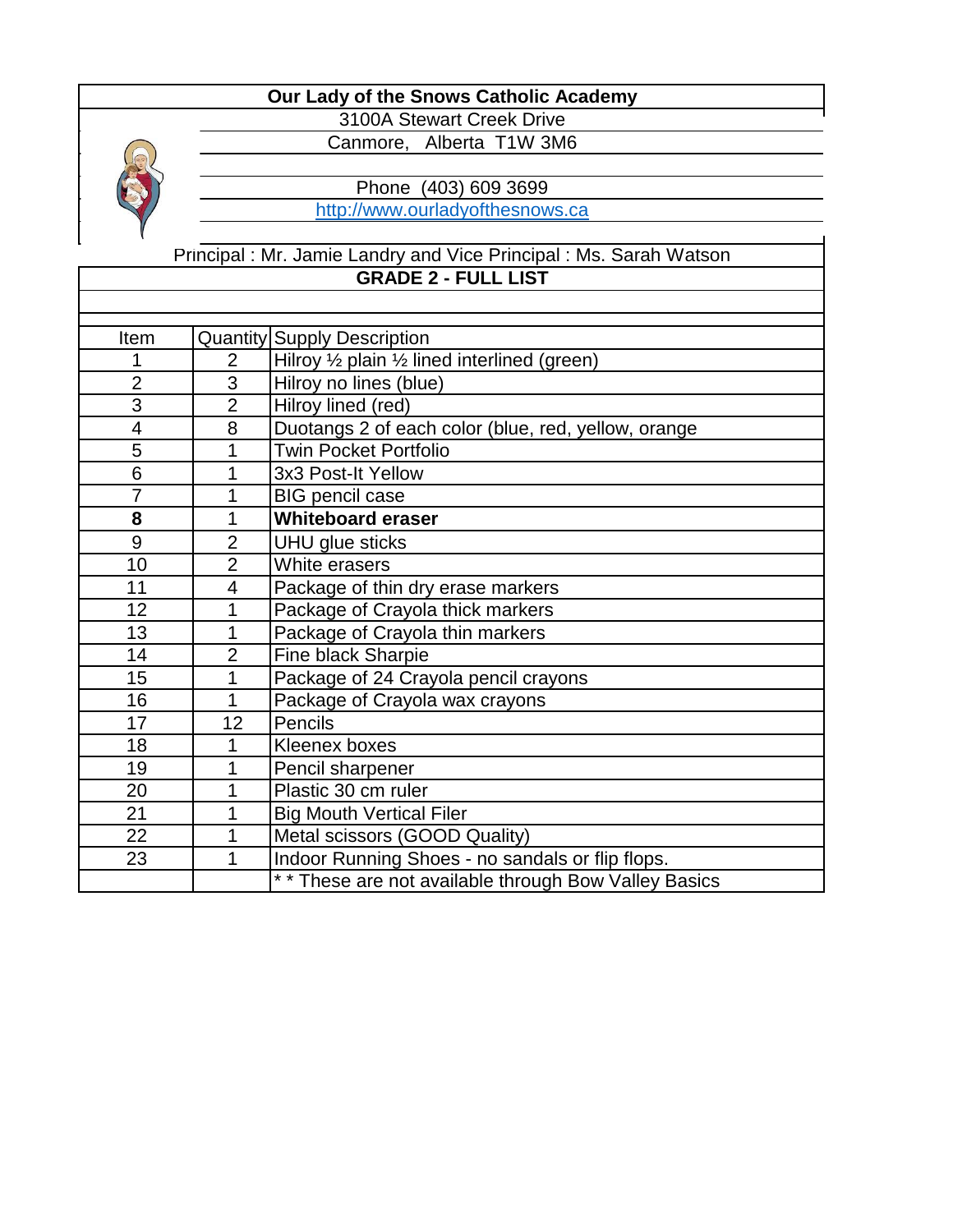**Our Lady of the Snows Catholic Academy**

3100A Stewart Creek Drive

Canmore, Alberta T1W 3M6

Phone (403) 609 3699

http://www.ourladyofthesnows.ca

Principal : Mr. Jamie Landry and Vice Principal : Ms. Sarah Watson

**GRADE 2 - FULL LIST**

| Item | Quantity | Supply Description |
|---|---|---|
| 1 | 2 | Hilroy ½ plain ½ lined interlined (green) |
| 2 | 3 | Hilroy no lines (blue) |
| 3 | 2 | Hilroy lined (red) |
| 4 | 8 | Duotangs 2 of each color (blue, red, yellow, orange |
| 5 | 1 | Twin Pocket Portfolio |
| 6 | 1 | 3x3 Post-It Yellow |
| 7 | 1 | BIG pencil case |
| **8** | 1 | **Whiteboard eraser** |
| 9 | 2 | UHU glue sticks |
| 10 | 2 | White erasers |
| 11 | 4 | Package of thin dry erase markers |
| 12 | 1 | Package of Crayola thick markers |
| 13 | 1 | Package of Crayola thin markers |
| 14 | 2 | Fine black Sharpie |
| 15 | 1 | Package of 24 Crayola pencil crayons |
| 16 | 1 | Package of Crayola wax crayons |
| 17 | 12 | Pencils |
| 18 | 1 | Kleenex boxes |
| 19 | 1 | Pencil sharpener |
| 20 | 1 | Plastic 30 cm ruler |
| 21 | 1 | Big Mouth Vertical Filer |
| 22 | 1 | Metal scissors (GOOD Quality) |
| 23 | 1 | Indoor Running Shoes - no sandals or flip flops. |
| | | * * These are not available through Bow Valley Basics |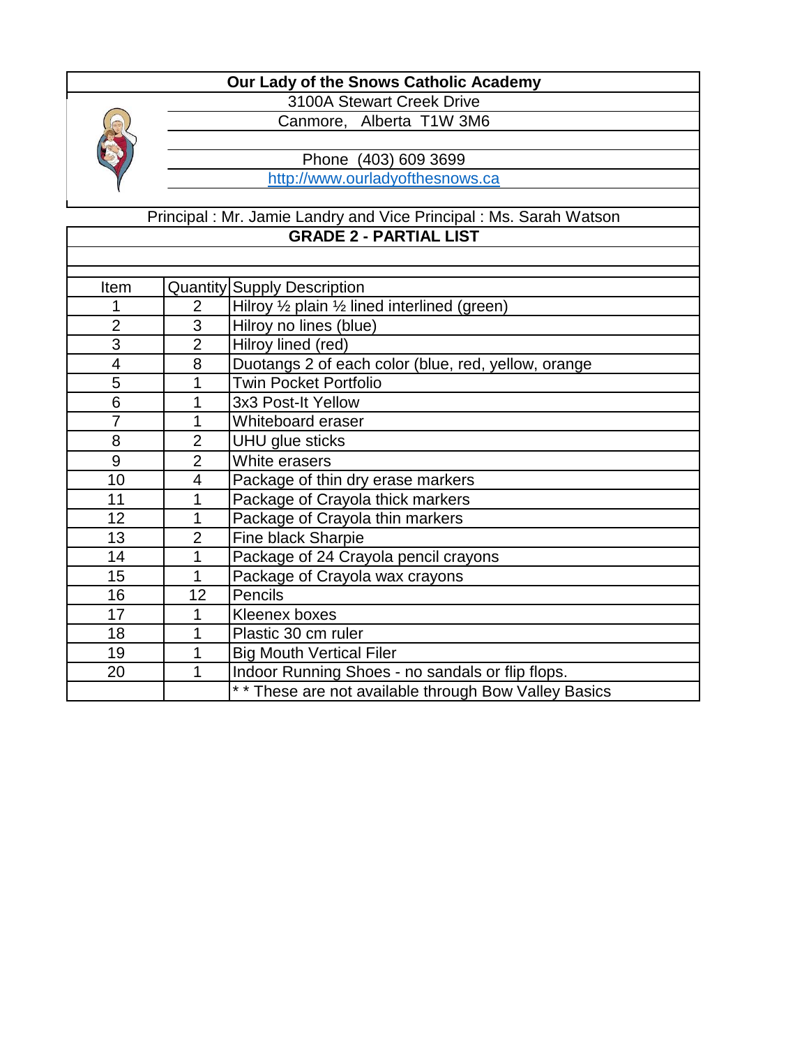**Our Lady of the Snows Catholic Academy**

3100A Stewart Creek Drive

Canmore, Alberta T1W 3M6

Phone (403) 609 3699

http://www.ourladyofthesnows.ca

Principal : Mr. Jamie Landry and Vice Principal : Ms. Sarah Watson

**GRADE 2 - PARTIAL LIST**

| Item | Quantity | Supply Description |
|---|---|---|
| 1 | 2 | Hilroy ½ plain ½ lined interlined (green) |
| 2 | 3 | Hilroy no lines (blue) |
| 3 | 2 | Hilroy lined (red) |
| 4 | 8 | Duotangs 2 of each color (blue, red, yellow, orange |
| 5 | 1 | Twin Pocket Portfolio |
| 6 | 1 | 3x3 Post-It Yellow |
| 7 | 1 | Whiteboard eraser |
| 8 | 2 | UHU glue sticks |
| 9 | 2 | White erasers |
| 10 | 4 | Package of thin dry erase markers |
| 11 | 1 | Package of Crayola thick markers |
| 12 | 1 | Package of Crayola thin markers |
| 13 | 2 | Fine black Sharpie |
| 14 | 1 | Package of 24 Crayola pencil crayons |
| 15 | 1 | Package of Crayola wax crayons |
| 16 | 12 | Pencils |
| 17 | 1 | Kleenex boxes |
| 18 | 1 | Plastic 30 cm ruler |
| 19 | 1 | Big Mouth Vertical Filer |
| 20 | 1 | Indoor Running Shoes - no sandals or flip flops. |
| | | * * These are not available through Bow Valley Basics |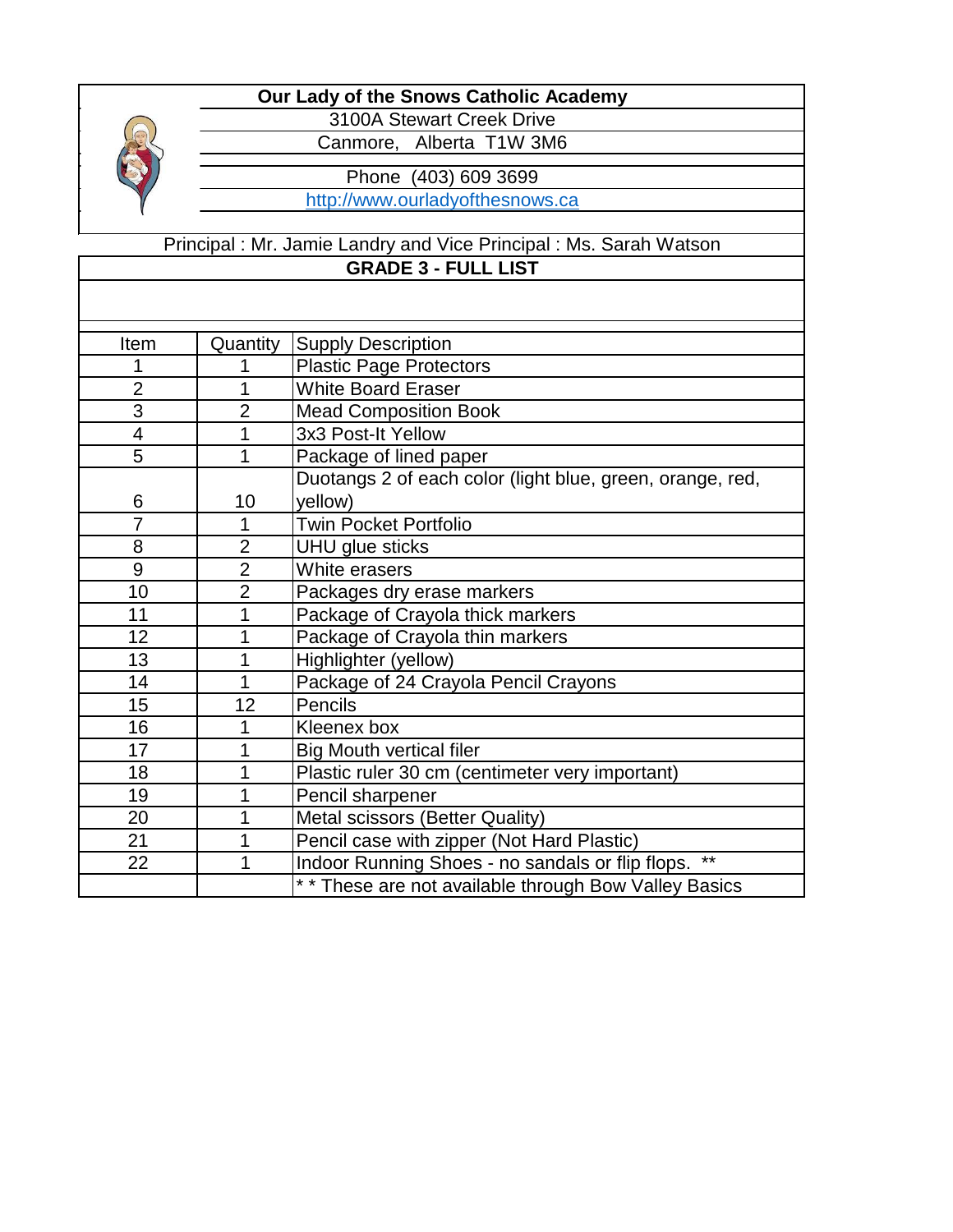**Our Lady of the Snows Catholic Academy**

3100A Stewart Creek Drive

Canmore, Alberta T1W 3M6

Phone (403) 609 3699

http://www.ourladyofthesnows.ca

Principal : Mr. Jamie Landry and Vice Principal : Ms. Sarah Watson

## GRADE 3 - FULL LIST

| Item | Quantity | Supply Description |
|---|---|---|
| 1 | 1 | Plastic Page Protectors |
| 2 | 1 | White Board Eraser |
| 3 | 2 | Mead Composition Book |
| 4 | 1 | 3x3 Post-It Yellow |
| 5 | 1 | Package of lined paper |
| 6 | 10 | Duotangs 2 of each color (light blue, green, orange, red, yellow) |
| 7 | 1 | Twin Pocket Portfolio |
| 8 | 2 | UHU glue sticks |
| 9 | 2 | White erasers |
| 10 | 2 | Packages dry erase markers |
| 11 | 1 | Package of Crayola thick markers |
| 12 | 1 | Package of Crayola thin markers |
| 13 | 1 | Highlighter (yellow) |
| 14 | 1 | Package of 24 Crayola Pencil Crayons |
| 15 | 12 | Pencils |
| 16 | 1 | Kleenex box |
| 17 | 1 | Big Mouth vertical filer |
| 18 | 1 | Plastic ruler 30 cm (centimeter very important) |
| 19 | 1 | Pencil sharpener |
| 20 | 1 | Metal scissors (Better Quality) |
| 21 | 1 | Pencil case with zipper (Not Hard Plastic) |
| 22 | 1 | Indoor Running Shoes - no sandals or flip flops. ** |
| | | * * These are not available through Bow Valley Basics |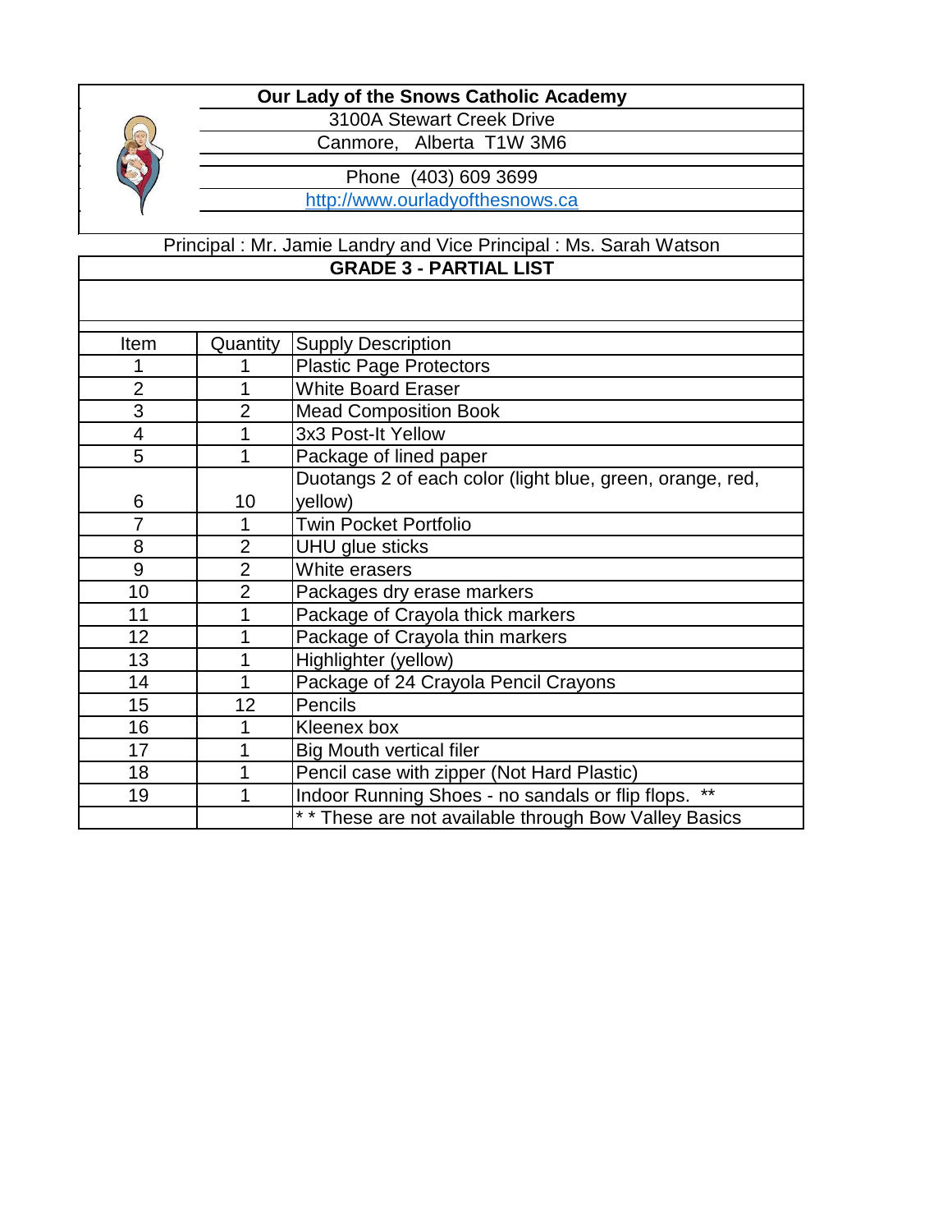**Our Lady of the Snows Catholic Academy**

3100A Stewart Creek Drive

Canmore, Alberta T1W 3M6

Phone (403) 609 3699

http://www.ourladyofthesnows.ca

Principal : Mr. Jamie Landry and Vice Principal : Ms. Sarah Watson

**GRADE 3 - PARTIAL LIST**

| Item | Quantity | Supply Description |
|---|---|---|
| 1 | 1 | Plastic Page Protectors |
| 2 | 1 | White Board Eraser |
| 3 | 2 | Mead Composition Book |
| 4 | 1 | 3x3 Post-It Yellow |
| 5 | 1 | Package of lined paper |
| 6 | 10 | Duotangs 2 of each color (light blue, green, orange, red, yellow) |
| 7 | 1 | Twin Pocket Portfolio |
| 8 | 2 | UHU glue sticks |
| 9 | 2 | White erasers |
| 10 | 2 | Packages dry erase markers |
| 11 | 1 | Package of Crayola thick markers |
| 12 | 1 | Package of Crayola thin markers |
| 13 | 1 | Highlighter (yellow) |
| 14 | 1 | Package of 24 Crayola Pencil Crayons |
| 15 | 12 | Pencils |
| 16 | 1 | Kleenex box |
| 17 | 1 | Big Mouth vertical filer |
| 18 | 1 | Pencil case with zipper (Not Hard Plastic) |
| 19 | 1 | Indoor Running Shoes - no sandals or flip flops. ** |
| | | * * These are not available through Bow Valley Basics |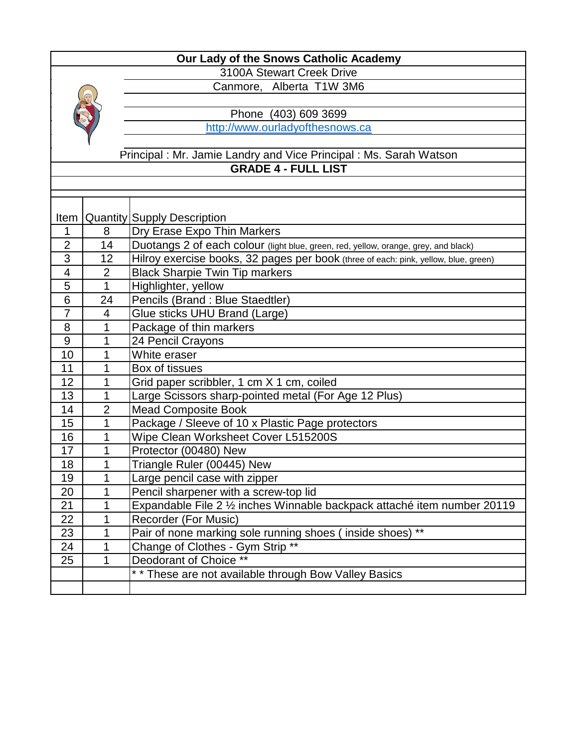**Our Lady of the Snows Catholic Academy**

3100A Stewart Creek Drive

Canmore, Alberta T1W 3M6

Phone (403) 609 3699

http://www.ourladyofthesnows.ca

Principal : Mr. Jamie Landry and Vice Principal : Ms. Sarah Watson

**GRADE 4 - FULL LIST**

| Item | Quantity | Supply Description |
|---|---|---|
| 1 | 8 | Dry Erase Expo Thin Markers |
| 2 | 14 | Duotangs 2 of each colour (light blue, green, red, yellow, orange, grey, and black) |
| 3 | 12 | Hilroy exercise books, 32 pages per book (three of each: pink, yellow, blue, green) |
| 4 | 2 | Black Sharpie Twin Tip markers |
| 5 | 1 | Highlighter, yellow |
| 6 | 24 | Pencils (Brand : Blue Staedtler) |
| 7 | 4 | Glue sticks UHU Brand (Large) |
| 8 | 1 | Package of thin markers |
| 9 | 1 | 24 Pencil Crayons |
| 10 | 1 | White eraser |
| 11 | 1 | Box of tissues |
| 12 | 1 | Grid paper scribbler, 1 cm X 1 cm, coiled |
| 13 | 1 | Large Scissors sharp-pointed metal (For Age 12 Plus) |
| 14 | 2 | Mead Composite Book |
| 15 | 1 | Package / Sleeve of 10 x Plastic Page protectors |
| 16 | 1 | Wipe Clean Worksheet Cover L515200S |
| 17 | 1 | Protector (00480) New |
| 18 | 1 | Triangle Ruler (00445) New |
| 19 | 1 | Large pencil case with zipper |
| 20 | 1 | Pencil sharpener with a screw-top lid |
| 21 | 1 | Expandable File 2 ½ inches Winnable backpack attaché item number 20119 |
| 22 | 1 | Recorder (For Music) |
| 23 | 1 | Pair of none marking sole running shoes ( inside shoes) ** |
| 24 | 1 | Change of Clothes - Gym Strip ** |
| 25 | 1 | Deodorant of Choice ** |
| | | * * These are not available through Bow Valley Basics |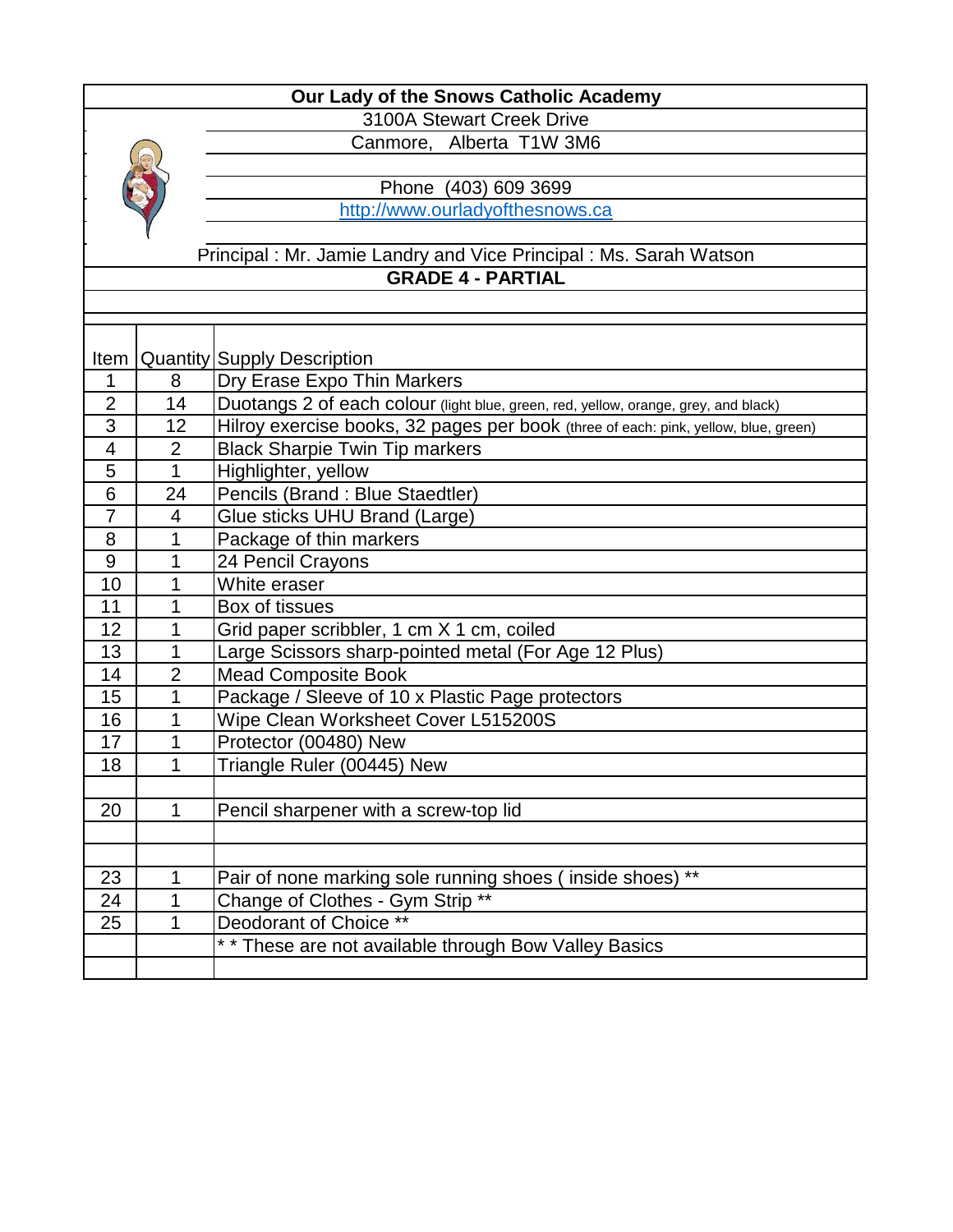# Our Lady of the Snows Catholic Academy

3100A Stewart Creek Drive

Canmore, Alberta T1W 3M6

Phone (403) 609 3699

http://www.ourladyofthesnows.ca

Principal : Mr. Jamie Landry and Vice Principal : Ms. Sarah Watson

## GRADE 4 - PARTIAL

| Item | Quantity | Supply Description |
|---|---|---|
| 1 | 8 | Dry Erase Expo Thin Markers |
| 2 | 14 | Duotangs 2 of each colour (light blue, green, red, yellow, orange, grey, and black) |
| 3 | 12 | Hilroy exercise books, 32 pages per book (three of each: pink, yellow, blue, green) |
| 4 | 2 | Black Sharpie Twin Tip markers |
| 5 | 1 | Highlighter, yellow |
| 6 | 24 | Pencils (Brand : Blue Staedtler) |
| 7 | 4 | Glue sticks UHU Brand (Large) |
| 8 | 1 | Package of thin markers |
| 9 | 1 | 24 Pencil Crayons |
| 10 | 1 | White eraser |
| 11 | 1 | Box of tissues |
| 12 | 1 | Grid paper scribbler, 1 cm X 1 cm, coiled |
| 13 | 1 | Large Scissors sharp-pointed metal (For Age 12 Plus) |
| 14 | 2 | Mead Composite Book |
| 15 | 1 | Package / Sleeve of 10 x Plastic Page protectors |
| 16 | 1 | Wipe Clean Worksheet Cover L515200S |
| 17 | 1 | Protector (00480) New |
| 18 | 1 | Triangle Ruler (00445) New |
| | | |
| 20 | 1 | Pencil sharpener with a screw-top lid |
| | | |
| | | |
| 23 | 1 | Pair of none marking sole running shoes ( inside shoes) ** |
| 24 | 1 | Change of Clothes - Gym Strip ** |
| 25 | 1 | Deodorant of Choice ** |
| | | * * These are not available through Bow Valley Basics |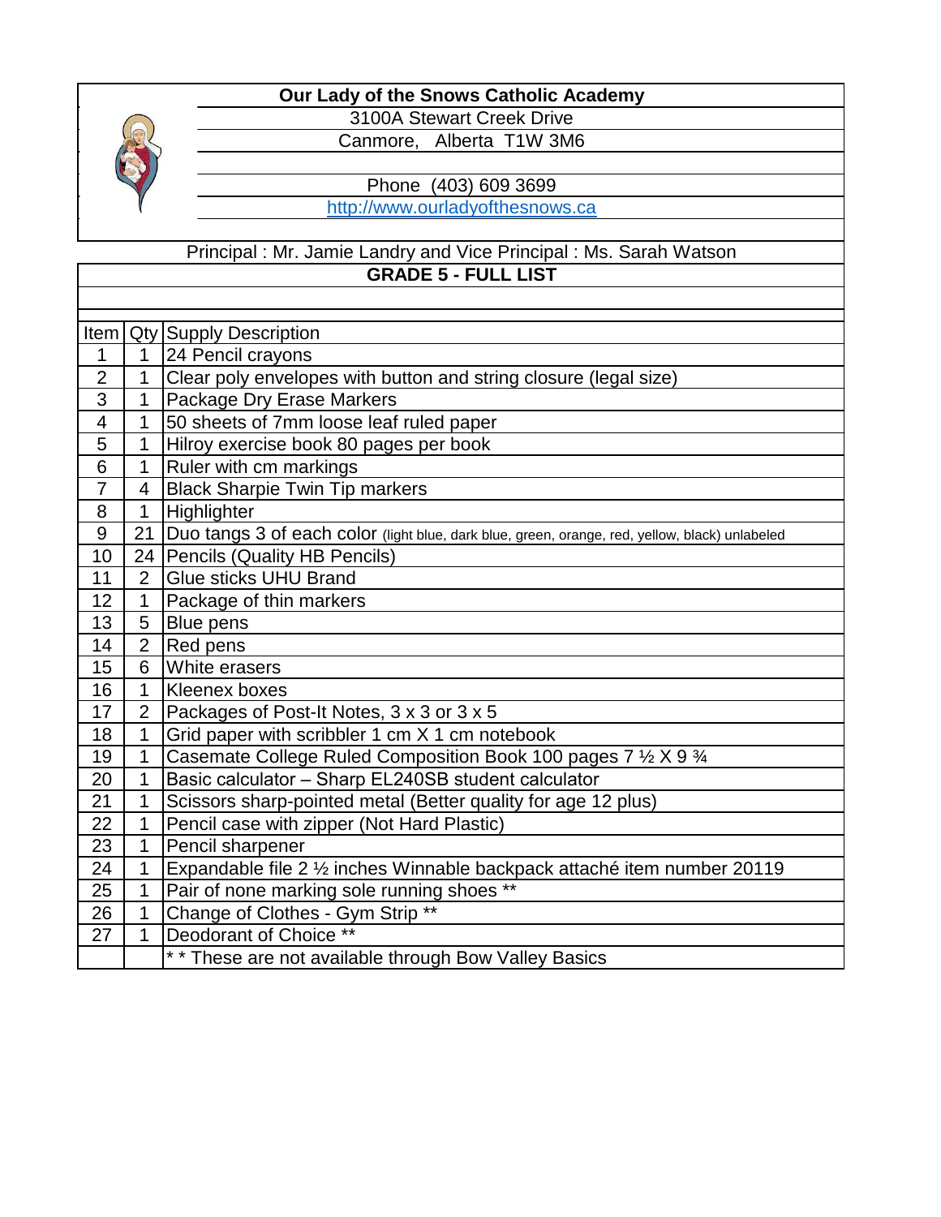**Our Lady of the Snows Catholic Academy**

3100A Stewart Creek Drive

Canmore, Alberta T1W 3M6

Phone (403) 609 3699

http://www.ourladyofthesnows.ca

Principal : Mr. Jamie Landry and Vice Principal : Ms. Sarah Watson

**GRADE 5 - FULL LIST**

| Item | Qty | Supply Description |
|---|---|---|
| 1 | 1 | 24 Pencil crayons |
| 2 | 1 | Clear poly envelopes with button and string closure (legal size) |
| 3 | 1 | Package Dry Erase Markers |
| 4 | 1 | 50 sheets of 7mm loose leaf ruled paper |
| 5 | 1 | Hilroy exercise book 80 pages per book |
| 6 | 1 | Ruler with cm markings |
| 7 | 4 | Black Sharpie Twin Tip markers |
| 8 | 1 | Highlighter |
| 9 | 21 | Duo tangs 3 of each color (light blue, dark blue, green, orange, red, yellow, black) unlabeled |
| 10 | 24 | Pencils (Quality HB Pencils) |
| 11 | 2 | Glue sticks UHU Brand |
| 12 | 1 | Package of thin markers |
| 13 | 5 | Blue pens |
| 14 | 2 | Red pens |
| 15 | 6 | White erasers |
| 16 | 1 | Kleenex boxes |
| 17 | 2 | Packages of Post-It Notes, 3 x 3 or 3 x 5 |
| 18 | 1 | Grid paper with scribbler 1 cm X 1 cm notebook |
| 19 | 1 | Casemate College Ruled Composition Book 100 pages 7 ½ X 9 ¾ |
| 20 | 1 | Basic calculator – Sharp EL240SB student calculator |
| 21 | 1 | Scissors sharp-pointed metal (Better quality for age 12 plus) |
| 22 | 1 | Pencil case with zipper (Not Hard Plastic) |
| 23 | 1 | Pencil sharpener |
| 24 | 1 | Expandable file 2 ½ inches Winnable backpack attaché item number 20119 |
| 25 | 1 | Pair of none marking sole running shoes ** |
| 26 | 1 | Change of Clothes - Gym Strip ** |
| 27 | 1 | Deodorant of Choice ** |
| | | * * These are not available through Bow Valley Basics |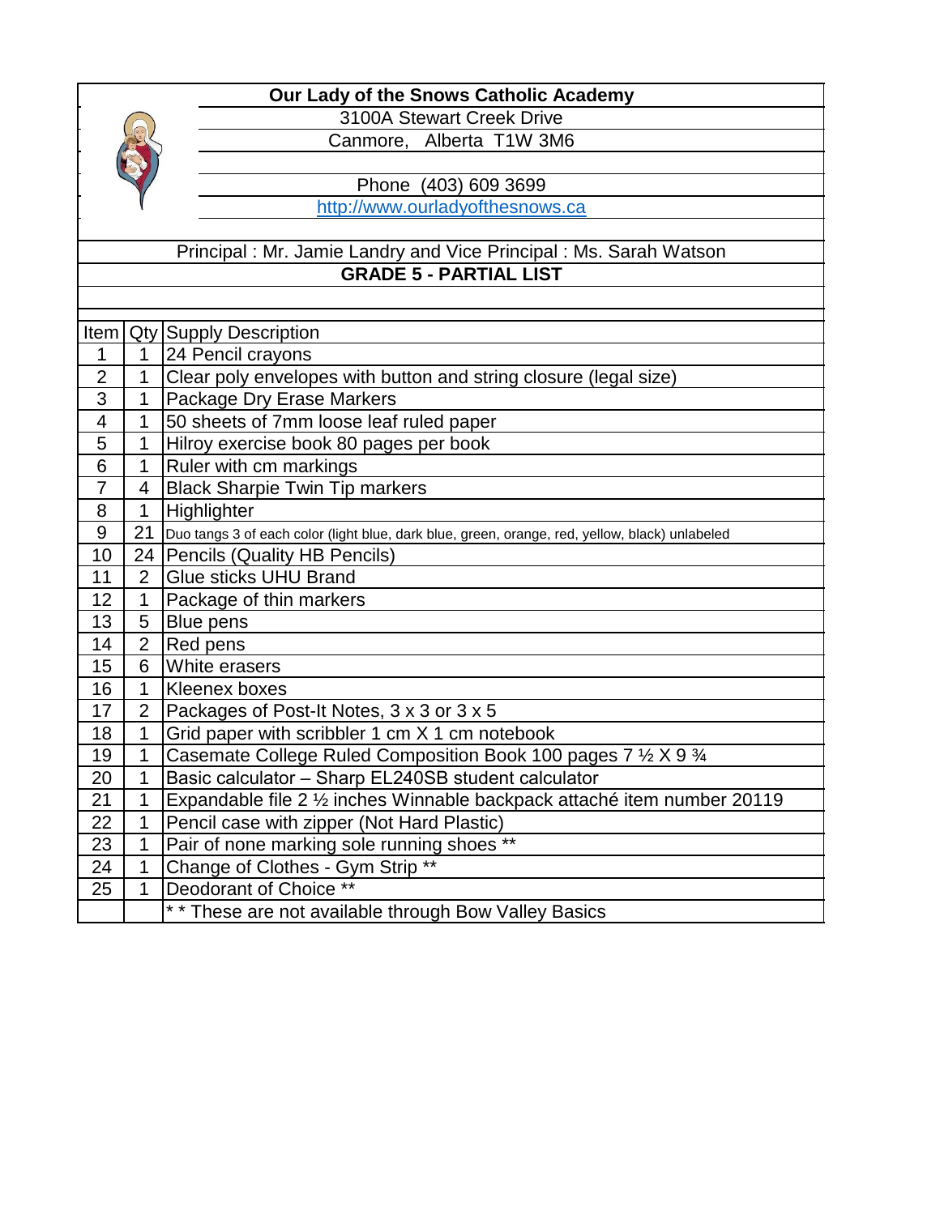**Our Lady of the Snows Catholic Academy**

3100A Stewart Creek Drive

Canmore, Alberta T1W 3M6

Phone (403) 609 3699

http://www.ourladyofthesnows.ca

Principal : Mr. Jamie Landry and Vice Principal : Ms. Sarah Watson

**GRADE 5 - PARTIAL LIST**

| Item | Qty | Supply Description |
|---|---|---|
| 1 | 1 | 24 Pencil crayons |
| 2 | 1 | Clear poly envelopes with button and string closure (legal size) |
| 3 | 1 | Package Dry Erase Markers |
| 4 | 1 | 50 sheets of 7mm loose leaf ruled paper |
| 5 | 1 | Hilroy exercise book 80 pages per book |
| 6 | 1 | Ruler with cm markings |
| 7 | 4 | Black Sharpie Twin Tip markers |
| 8 | 1 | Highlighter |
| 9 | 21 | Duo tangs 3 of each color (light blue, dark blue, green, orange, red, yellow, black) unlabeled |
| 10 | 24 | Pencils (Quality HB Pencils) |
| 11 | 2 | Glue sticks UHU Brand |
| 12 | 1 | Package of thin markers |
| 13 | 5 | Blue pens |
| 14 | 2 | Red pens |
| 15 | 6 | White erasers |
| 16 | 1 | Kleenex boxes |
| 17 | 2 | Packages of Post-It Notes, 3 x 3 or 3 x 5 |
| 18 | 1 | Grid paper with scribbler 1 cm X 1 cm notebook |
| 19 | 1 | Casemate College Ruled Composition Book 100 pages 7 ½ X 9 ¾ |
| 20 | 1 | Basic calculator – Sharp EL240SB student calculator |
| 21 | 1 | Expandable file 2 ½ inches Winnable backpack attaché item number 20119 |
| 22 | 1 | Pencil case with zipper (Not Hard Plastic) |
| 23 | 1 | Pair of none marking sole running shoes ** |
| 24 | 1 | Change of Clothes - Gym Strip ** |
| 25 | 1 | Deodorant of Choice ** |
| | | * * These are not available through Bow Valley Basics |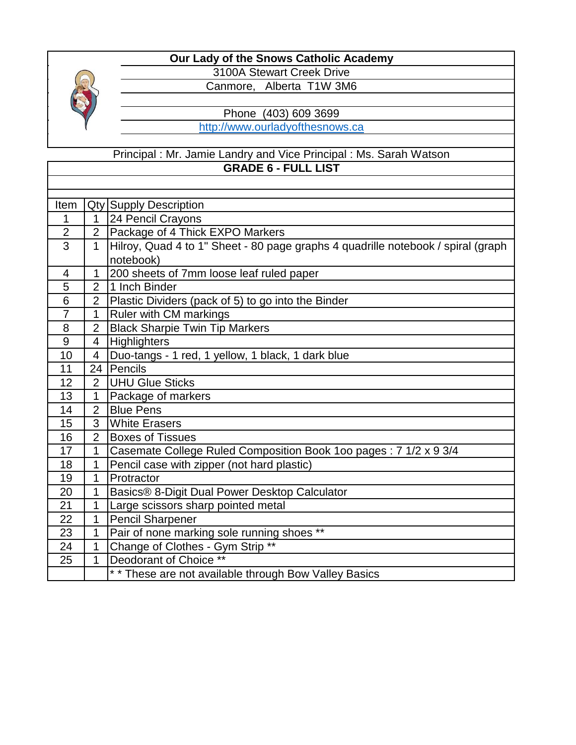**Our Lady of the Snows Catholic Academy**

3100A Stewart Creek Drive

Canmore, Alberta T1W 3M6

Phone (403) 609 3699

http://www.ourladyofthesnows.ca

Principal : Mr. Jamie Landry and Vice Principal : Ms. Sarah Watson

**GRADE 6 - FULL LIST**

| Item | Qty | Supply Description |
|---|---|---|
| 1 | 1 | 24 Pencil Crayons |
| 2 | 2 | Package of 4 Thick EXPO Markers |
| 3 | 1 | Hilroy, Quad 4 to 1" Sheet - 80 page graphs 4 quadrille notebook / spiral (graph notebook) |
| 4 | 1 | 200 sheets of 7mm loose leaf ruled paper |
| 5 | 2 | 1 Inch Binder |
| 6 | 2 | Plastic Dividers (pack of 5) to go into the Binder |
| 7 | 1 | Ruler with CM markings |
| 8 | 2 | Black Sharpie Twin Tip Markers |
| 9 | 4 | Highlighters |
| 10 | 4 | Duo-tangs - 1 red, 1 yellow, 1 black, 1 dark blue |
| 11 | 24 | Pencils |
| 12 | 2 | UHU Glue Sticks |
| 13 | 1 | Package of markers |
| 14 | 2 | Blue Pens |
| 15 | 3 | White Erasers |
| 16 | 2 | Boxes of Tissues |
| 17 | 1 | Casemate College Ruled Composition Book 1oo pages : 7 1/2 x 9 3/4 |
| 18 | 1 | Pencil case with zipper (not hard plastic) |
| 19 | 1 | Protractor |
| 20 | 1 | Basics® 8-Digit Dual Power Desktop Calculator |
| 21 | 1 | Large scissors sharp pointed metal |
| 22 | 1 | Pencil Sharpener |
| 23 | 1 | Pair of none marking sole running shoes ** |
| 24 | 1 | Change of Clothes - Gym Strip ** |
| 25 | 1 | Deodorant of Choice ** |
| | | * * These are not available through Bow Valley Basics |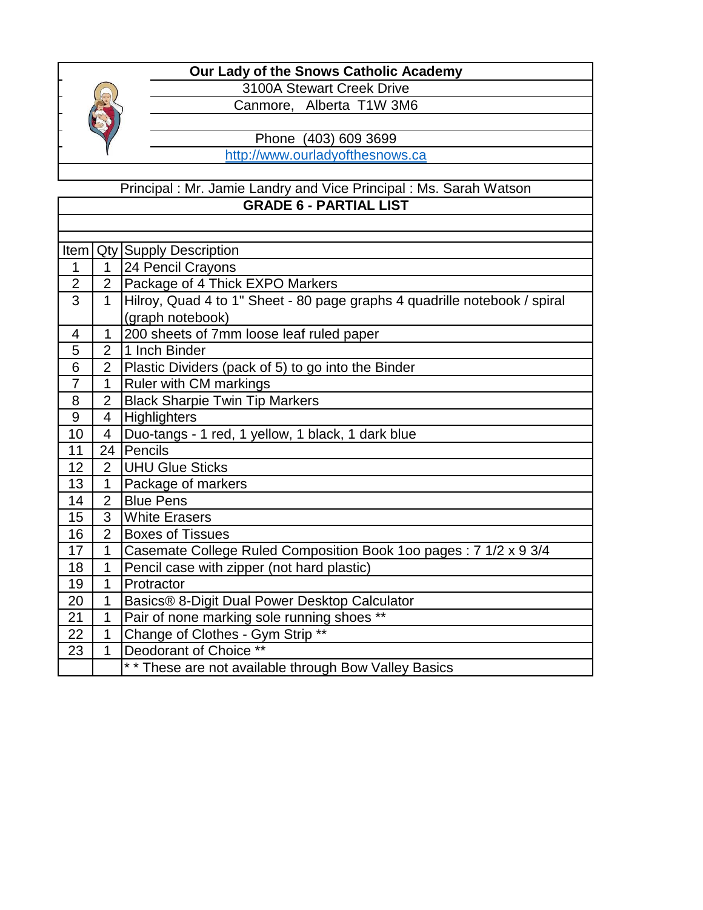**Our Lady of the Snows Catholic Academy**

3100A Stewart Creek Drive

Canmore, Alberta T1W 3M6

Phone (403) 609 3699

http://www.ourladyofthesnows.ca

Principal : Mr. Jamie Landry and Vice Principal : Ms. Sarah Watson

**GRADE 6 - PARTIAL LIST**

| Item | Qty | Supply Description |
|---|---|---|
| 1 | 1 | 24 Pencil Crayons |
| 2 | 2 | Package of 4 Thick EXPO Markers |
| 3 | 1 | Hilroy, Quad 4 to 1" Sheet - 80 page graphs 4 quadrille notebook / spiral (graph notebook) |
| 4 | 1 | 200 sheets of 7mm loose leaf ruled paper |
| 5 | 2 | 1 Inch Binder |
| 6 | 2 | Plastic Dividers (pack of 5) to go into the Binder |
| 7 | 1 | Ruler with CM markings |
| 8 | 2 | Black Sharpie Twin Tip Markers |
| 9 | 4 | Highlighters |
| 10 | 4 | Duo-tangs - 1 red, 1 yellow, 1 black, 1 dark blue |
| 11 | 24 | Pencils |
| 12 | 2 | UHU Glue Sticks |
| 13 | 1 | Package of markers |
| 14 | 2 | Blue Pens |
| 15 | 3 | White Erasers |
| 16 | 2 | Boxes of Tissues |
| 17 | 1 | Casemate College Ruled Composition Book 1oo pages : 7 1/2 x 9 3/4 |
| 18 | 1 | Pencil case with zipper (not hard plastic) |
| 19 | 1 | Protractor |
| 20 | 1 | Basics® 8-Digit Dual Power Desktop Calculator |
| 21 | 1 | Pair of none marking sole running shoes ** |
| 22 | 1 | Change of Clothes - Gym Strip ** |
| 23 | 1 | Deodorant of Choice ** |
| | | * * These are not available through Bow Valley Basics |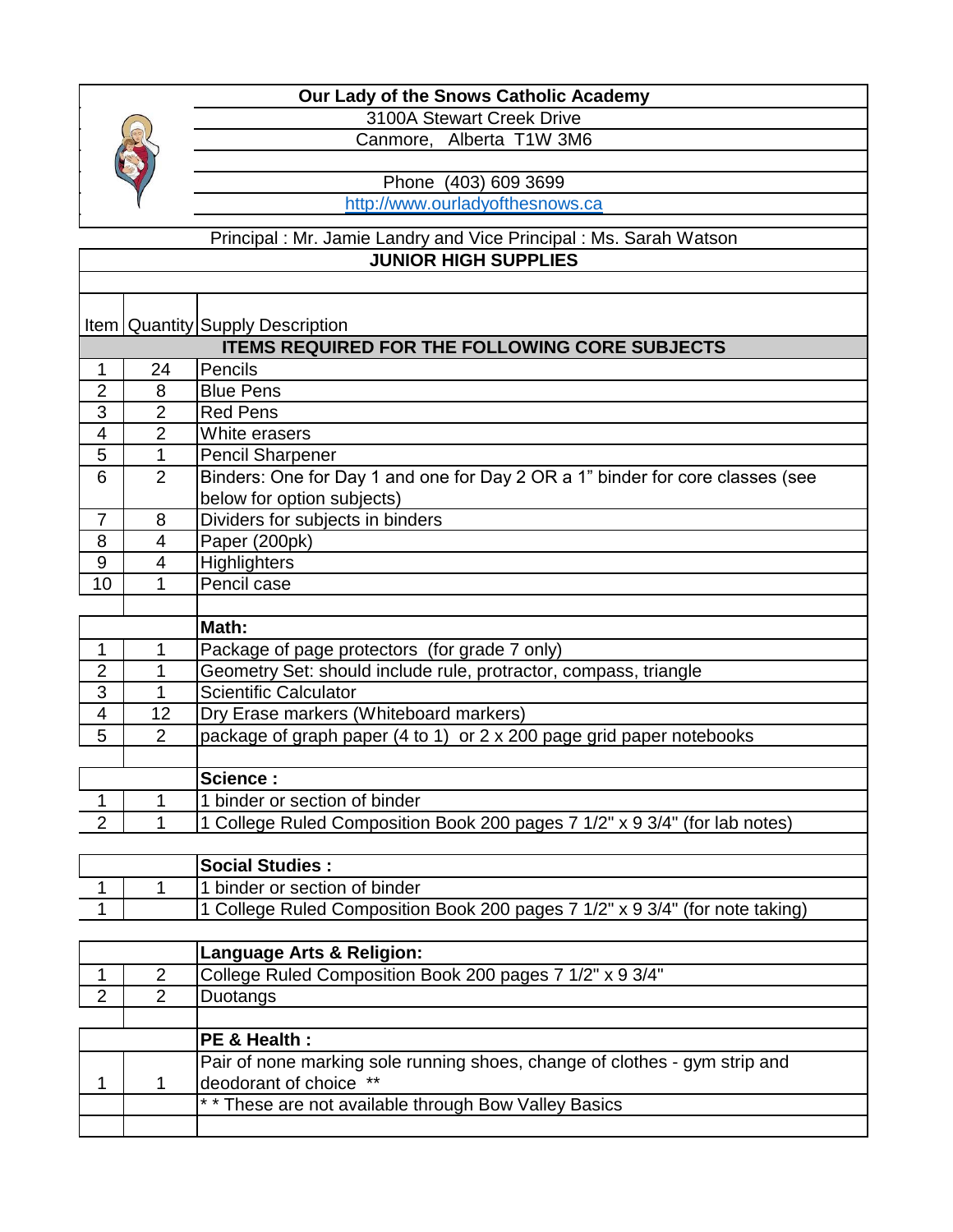**Our Lady of the Snows Catholic Academy**

3100A Stewart Creek Drive

Canmore, Alberta T1W 3M6

Phone (403) 609 3699

http://www.ourladyofthesnows.ca

Principal : Mr. Jamie Landry and Vice Principal : Ms. Sarah Watson

**JUNIOR HIGH SUPPLIES**

| Item | Quantity | Supply Description |
|---|---|---|
| | | **ITEMS REQUIRED FOR THE FOLLOWING CORE SUBJECTS** |
| 1 | 24 | Pencils |
| 2 | 8 | Blue Pens |
| 3 | 2 | Red Pens |
| 4 | 2 | White erasers |
| 5 | 1 | Pencil Sharpener |
| 6 | 2 | Binders: One for Day 1 and one for Day 2 OR a 1" binder for core classes (see below for option subjects) |
| 7 | 8 | Dividers for subjects in binders |
| 8 | 4 | Paper (200pk) |
| 9 | 4 | Highlighters |
| 10 | 1 | Pencil case |
| | | |
| | | **Math:** |
| 1 | 1 | Package of page protectors (for grade 7 only) |
| 2 | 1 | Geometry Set: should include rule, protractor, compass, triangle |
| 3 | 1 | Scientific Calculator |
| 4 | 12 | Dry Erase markers (Whiteboard markers) |
| 5 | 2 | package of graph paper (4 to 1) or 2 x 200 page grid paper notebooks |
| | | |
| | | **Science :** |
| 1 | 1 | 1 binder or section of binder |
| 2 | 1 | 1 College Ruled Composition Book 200 pages 7 1/2" x 9 3/4" (for lab notes) |
| | | |
| | | **Social Studies :** |
| 1 | 1 | 1 binder or section of binder |
| 1 | | 1 College Ruled Composition Book 200 pages 7 1/2" x 9 3/4" (for note taking) |
| | | |
| | | **Language Arts & Religion:** |
| 1 | 2 | College Ruled Composition Book 200 pages 7 1/2" x 9 3/4" |
| 2 | 2 | Duotangs |
| | | |
| | | **PE & Health :** |
| 1 | 1 | Pair of none marking sole running shoes, change of clothes - gym strip and deodorant of choice ** |
| | | * * These are not available through Bow Valley Basics |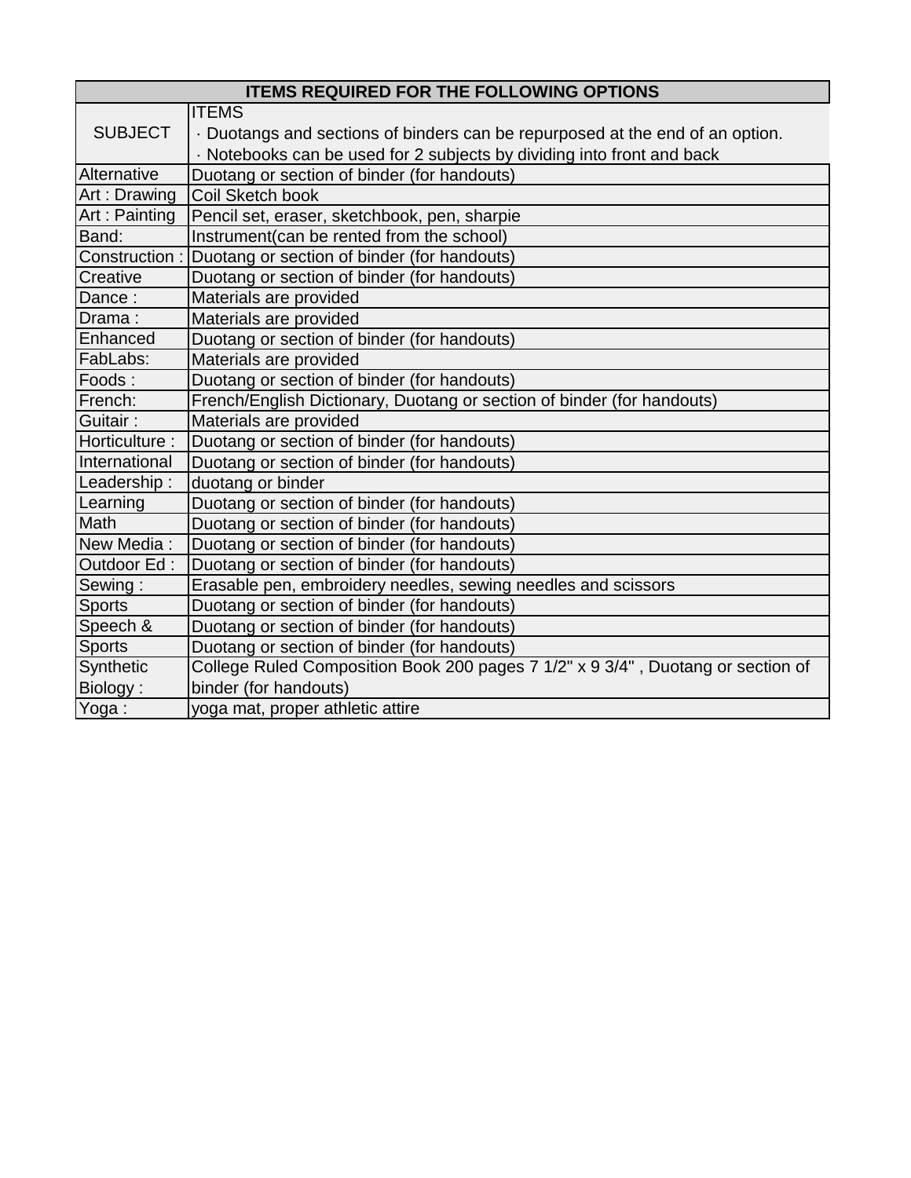| ITEMS REQUIRED FOR THE FOLLOWING OPTIONS | |
|---|---|
| SUBJECT | ITEMS<br>· Duotangs and sections of binders can be repurposed at the end of an option.<br>· Notebooks can be used for 2 subjects by dividing into front and back |
| Alternative | Duotang or section of binder (for handouts) |
| Art : Drawing | Coil Sketch book |
| Art : Painting | Pencil set, eraser, sketchbook, pen, sharpie |
| Band: | Instrument(can be rented from the school) |
| Construction : | Duotang or section of binder (for handouts) |
| Creative | Duotang or section of binder (for handouts) |
| Dance : | Materials are provided |
| Drama : | Materials are provided |
| Enhanced | Duotang or section of binder (for handouts) |
| FabLabs: | Materials are provided |
| Foods : | Duotang or section of binder (for handouts) |
| French: | French/English Dictionary, Duotang or section of binder (for handouts) |
| Guitair : | Materials are provided |
| Horticulture : | Duotang or section of binder (for handouts) |
| International | Duotang or section of binder (for handouts) |
| Leadership : | duotang or binder |
| Learning | Duotang or section of binder (for handouts) |
| Math | Duotang or section of binder (for handouts) |
| New Media : | Duotang or section of binder (for handouts) |
| Outdoor Ed : | Duotang or section of binder (for handouts) |
| Sewing : | Erasable pen, embroidery needles, sewing needles and scissors |
| Sports | Duotang or section of binder (for handouts) |
| Speech & | Duotang or section of binder (for handouts) |
| Sports | Duotang or section of binder (for handouts) |
| Synthetic Biology : | College Ruled Composition Book 200 pages 7 1/2" x 9 3/4" , Duotang or section of binder (for handouts) |
| Yoga : | yoga mat, proper athletic attire |